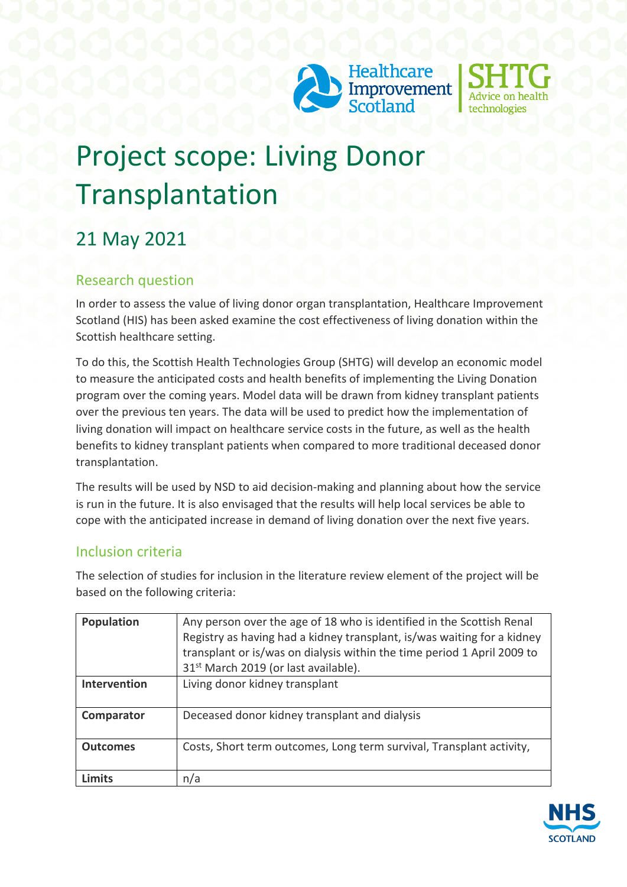# Project scope: Living Donor Transplantation

## 21 May 2021

### Research question

In order to assess the value of living donor organ transplantation, Healthcare Improvement Scotland (HIS) has been asked examine the cost effectiveness of living donation within the Scottish healthcare setting.

To do this, the Scottish Health Technologies Group (SHTG) will develop an economic model to measure the anticipated costs and health benefits of implementing the Living Donation program over the coming years. Model data will be drawn from kidney transplant patients over the previous ten years. The data will be used to predict how the implementation of living donation will impact on healthcare service costs in the future, as well as the health benefits to kidney transplant patients when compared to more traditional deceased donor transplantation.

The results will be used by NSD to aid decision-making and planning about how the service is run in the future. It is also envisaged that the results will help local services be able to cope with the anticipated increase in demand of living donation over the next five years.

### Inclusion criteria

The selection of studies for inclusion in the literature review element of the project will be based on the following criteria:

| | |
|---|---|
| **Population** | Any person over the age of 18 who is identified in the Scottish Renal Registry as having had a kidney transplant, is/was waiting for a kidney transplant or is/was on dialysis within the time period 1 April 2009 to 31st March 2019 (or last available). |
| **Intervention** | Living donor kidney transplant |
| **Comparator** | Deceased donor kidney transplant and dialysis |
| **Outcomes** | Costs, Short term outcomes, Long term survival, Transplant activity, |
| **Limits** | n/a |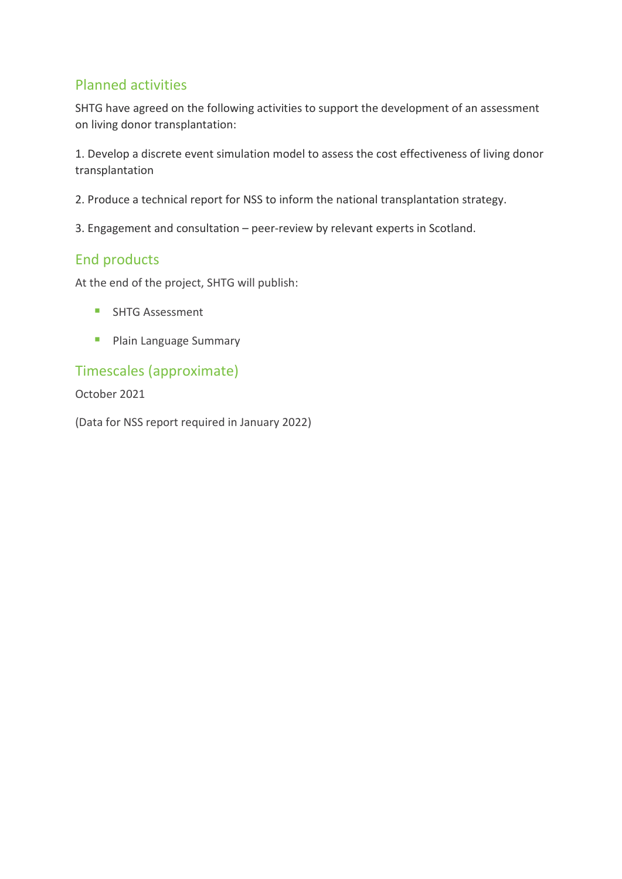## Planned activities

SHTG have agreed on the following activities to support the development of an assessment on living donor transplantation:

1. Develop a discrete event simulation model to assess the cost effectiveness of living donor transplantation

2. Produce a technical report for NSS to inform the national transplantation strategy.

3. Engagement and consultation – peer-review by relevant experts in Scotland.

## End products

At the end of the project, SHTG will publish:

- SHTG Assessment
- Plain Language Summary

## Timescales (approximate)

October 2021

(Data for NSS report required in January 2022)